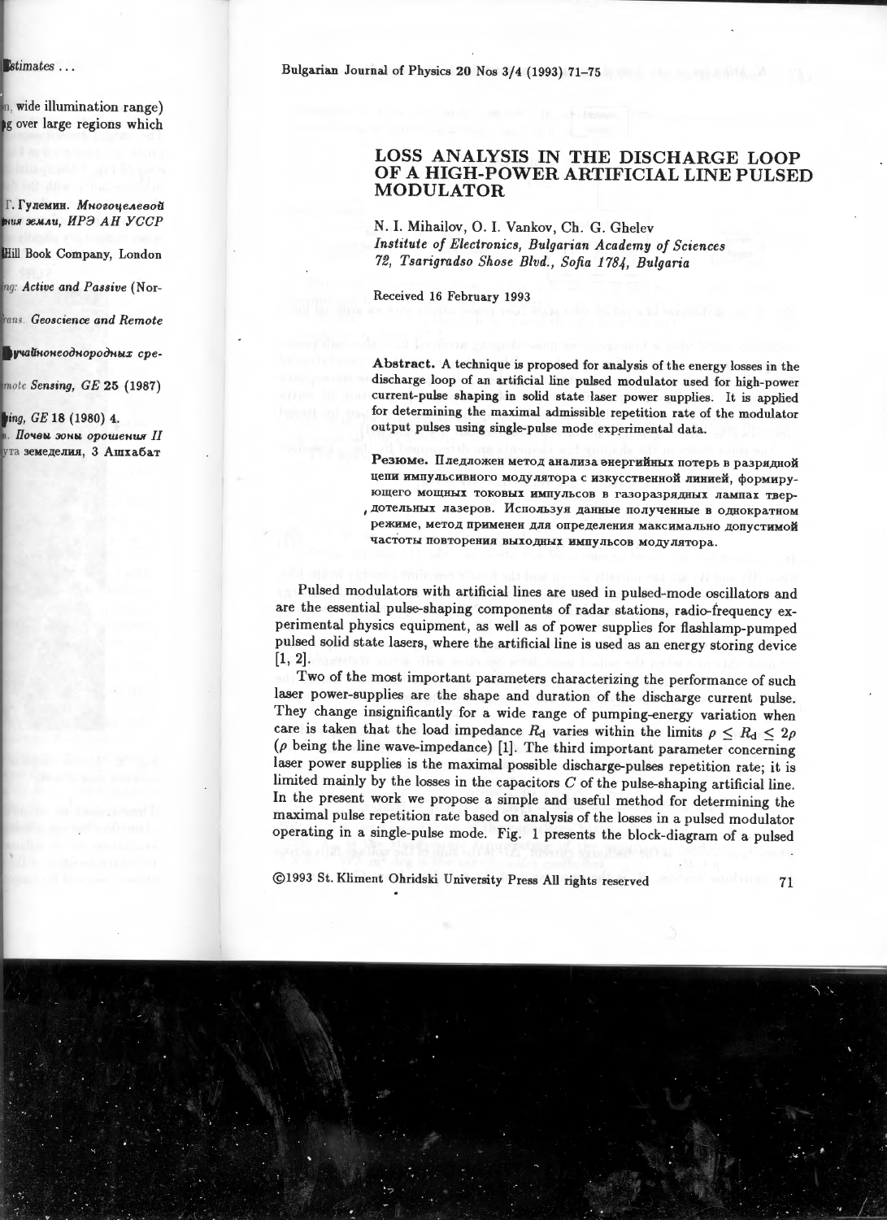# LOSS ANALYSIS IN THE DISCHARGE LOOP OF A HIGH-POWER ARTIFICIAL LINE PULSED MODULATOR

N. I. Mihailov, O. I. Vankov, Ch. G. Ghelev

*Institute of Electronics, Bulgarian Academy of Sciences*
*72, Tsarigradso Shose Blvd., Sofia 1784, Bulgaria*

Received 16 February 1993

**Abstract.** A technique is proposed for analysis of the energy losses in the discharge loop of an artificial line pulsed modulator used for high-power current-pulse shaping in solid state laser power supplies. It is applied for determining the maximal admissible repetition rate of the modulator output pulses using single-pulse mode experimental data.

**Резюме.** Пледложен метод анализа энергийных потерь в разрядной цепи импульсивного модулятора с изкусственной линией, формирующего мощных токовых импульсов в газоразрядных лампах твердотельных лазеров. Используя данные полученные в однократном режиме, метод применен для определения максимально допустимой частоты повторения выходных импульсов модулятора.

Pulsed modulators with artificial lines are used in pulsed-mode oscillators and are the essential pulse-shaping components of radar stations, radio-frequency experimental physics equipment, as well as of power supplies for flashlamp-pumped pulsed solid state lasers, where the artificial line is used as an energy storing device [1, 2].

Two of the most important parameters characterizing the performance of such laser power-supplies are the shape and duration of the discharge current pulse. They change insignificantly for a wide range of pumping-energy variation when care is taken that the load impedance $R_d$ varies within the limits $\rho \leq R_d \leq 2\rho$ ($\rho$ being the line wave-impedance) [1]. The third important parameter concerning laser power supplies is the maximal possible discharge-pulses repetition rate; it is limited mainly by the losses in the capacitors $C$ of the pulse-shaping artificial line. In the present work we propose a simple and useful method for determining the maximal pulse repetition rate based on analysis of the losses in a pulsed modulator operating in a single-pulse mode. Fig. 1 presents the block-diagram of a pulsed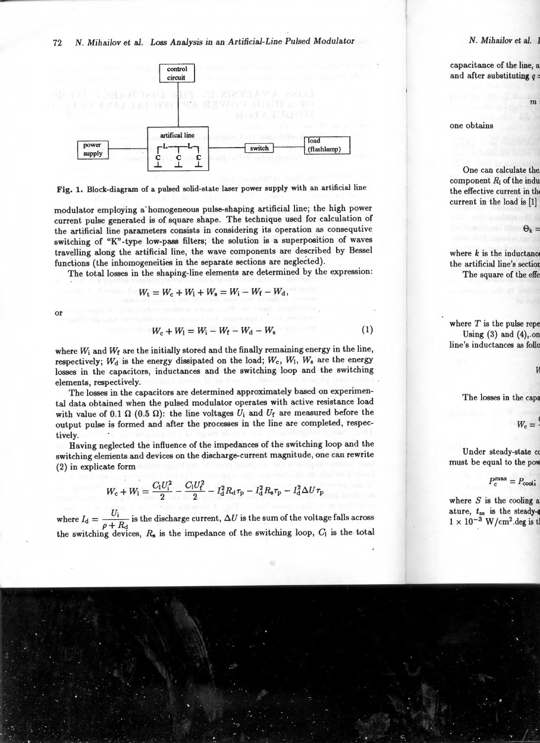Fig. 1. Block-diagram of a pulsed solid-state laser power supply with an artificial line

modulator employing a homogeneous pulse-shaping artificial line; the high power current pulse generated is of square shape. The technique used for calculation of the artificial line parameters consists in considering its operation as consequtive switching of "K"-type low-pass filters; the solution is a superposition of waves travelling along the artificial line, the wave components are described by Bessel functions (the inhomogeneities in the separate sections are neglected).

The total losses in the shaping-line elements are determined by the expression:

$$W_t = W_c + W_l + W_s = W_i - W_f - W_d,$$

or

$$W_c + W_l = W_i - W_f - W_d - W_s \tag{1}$$

where $W_i$ and $W_f$ are the initially stored and the finally remaining energy in the line, respectively; $W_d$ is the energy dissipated on the load; $W_c$, $W_l$, $W_s$ are the energy losses in the capacitors, inductances and the switching loop and the switching elements, respectively.

The losses in the capacitors are determined approximately based on experimental data obtained when the pulsed modulator operates with active resistance load with value of 0.1 Ω (0.5 Ω): the line voltages $U_i$ and $U_f$ are measured before the output pulse is formed and after the processes in the line are completed, respectively.

Having neglected the influence of the impedances of the switching loop and the switching elements and devices on the discharge-current magnitude, one can rewrite (2) in explicate form

$$W_c + W_l = \frac{C_l U_i^2}{2} - \frac{C_l U_f^2}{2} - I_d^2 R_d \tau_p - I_d^2 R_s \tau_p - I_d^2 \Delta U \tau_p$$

where $I_d = \dfrac{U_i}{\rho + R_d}$ is the discharge current, $\Delta U$ is the sum of the voltage falls across the switching devices, $R_s$ is the impedance of the switching loop, $C_l$ is the total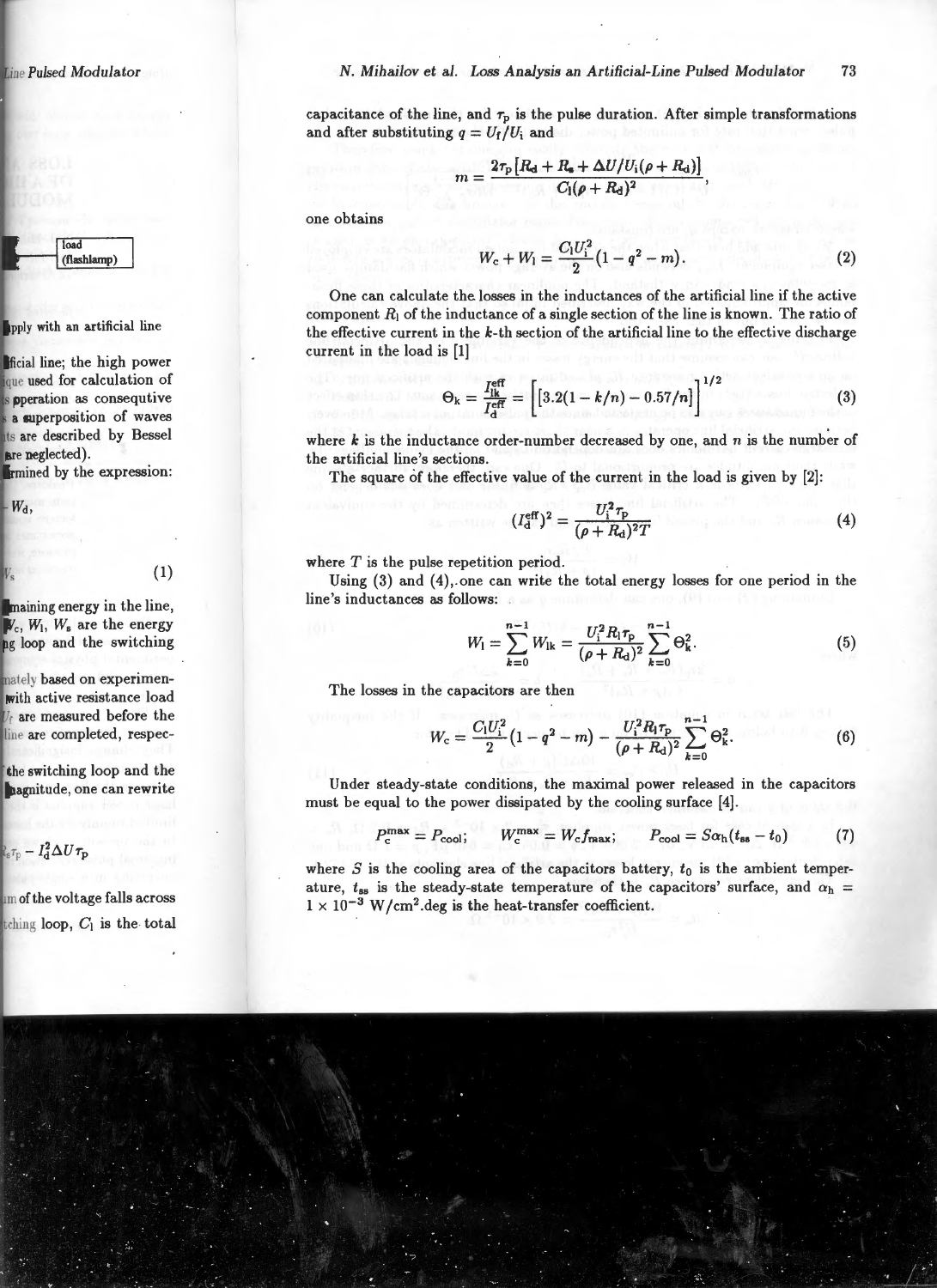capacitance of the line, and $\tau_p$ is the pulse duration. After simple transformations and after substituting $q = U_f/U_i$ and

$$m = \frac{2\tau_p\left[R_d + R_s + \Delta U/U_i(\rho + R_d)\right]}{C_l(\rho + R_d)^2},$$

one obtains

$$W_c + W_l = \frac{C_l U_i^2}{2}(1 - q^2 - m). \tag{2}$$

One can calculate the losses in the inductances of the artificial line if the active component $R_l$ of the inductance of a single section of the line is known. The ratio of the effective current in the $k$-th section of the artificial line to the effective discharge current in the load is [1]

$$\Theta_k = \frac{I_{lk}^{\text{eff}}}{I_d^{\text{eff}}} = \left[\left[3.2(1 - k/n) - 0.57/n\right]\right]^{1/2} \tag{3}$$

where $k$ is the inductance order-number decreased by one, and $n$ is the number of the artificial line's sections.

The square of the effective value of the current in the load is given by [2]:

$$(I_d^{\text{eff}})^2 = \frac{U_i^2 \tau_p}{(\rho + R_d)^2 T} \tag{4}$$

where $T$ is the pulse repetition period.

Using (3) and (4), one can write the total energy losses for one period in the line's inductances as follows:

$$W_l = \sum_{k=0}^{n-1} W_{lk} = \frac{U_i^2 R_l \tau_p}{(\rho + R_d)^2} \sum_{k=0}^{n-1} \Theta_k^2. \tag{5}$$

The losses in the capacitors are then

$$W_c = \frac{C_l U_i^2}{2}(1 - q^2 - m) - \frac{U_i^2 R_l \tau_p}{(\rho + R_d)^2} \sum_{k=0}^{n-1} \Theta_k^2. \tag{6}$$

Under steady-state conditions, the maximal power released in the capacitors must be equal to the power dissipated by the cooling surface [4].

$$P_c^{\max} = P_{\text{cool}}; \qquad W_c^{\max} = W_c f_{\max}; \qquad P_{\text{cool}} = S\alpha_h(t_{ss} - t_0) \tag{7}$$

where $S$ is the cooling area of the capacitors battery, $t_0$ is the ambient temperature, $t_{ss}$ is the steady-state temperature of the capacitors' surface, and $\alpha_h = 1 \times 10^{-3}$ W/cm$^2$.deg is the heat-transfer coefficient.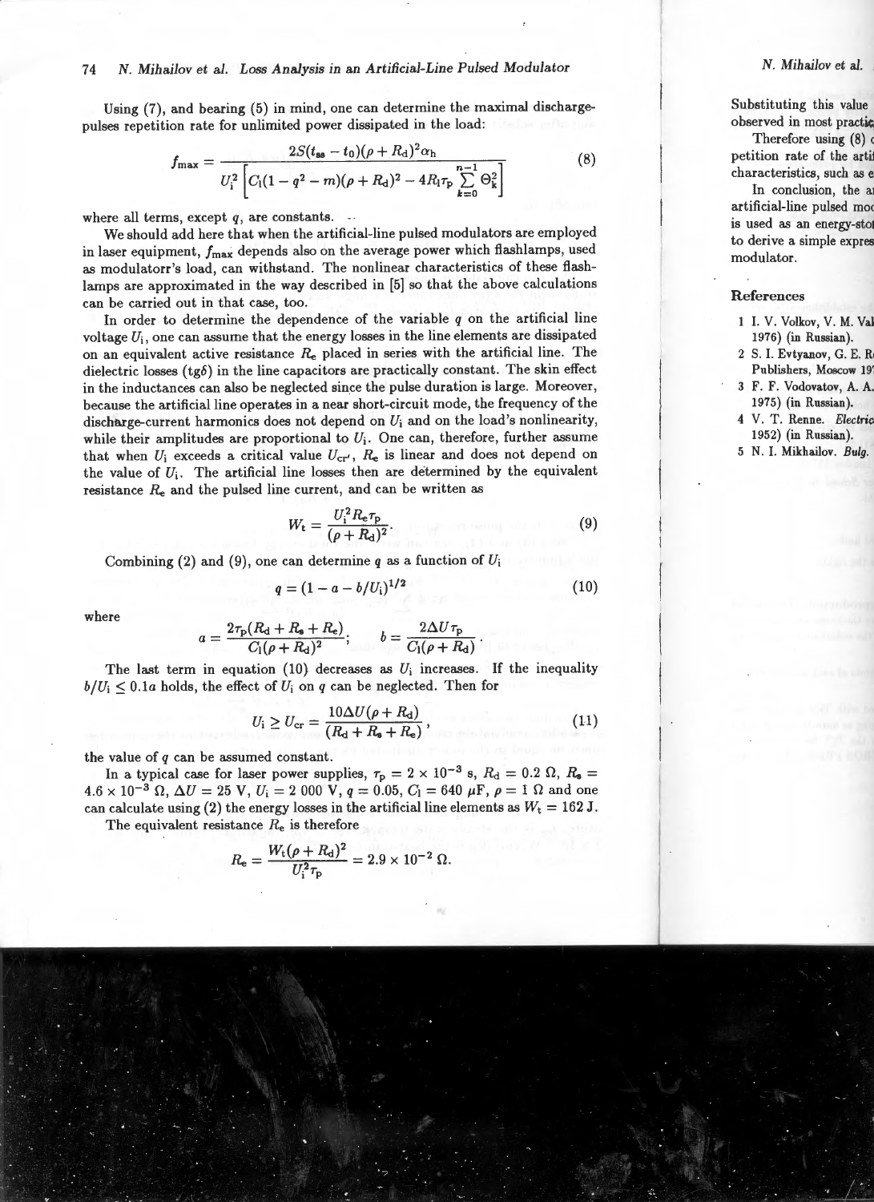Using (7), and bearing (5) in mind, one can determine the maximal discharge-pulses repetition rate for unlimited power dissipated in the load:

$$f_{\max} = \frac{2S(t_{ss} - t_0)(\rho + R_d)^2 \alpha_h}{U_i^2 \left[ C_l(1 - q^2 - m)(\rho + R_d)^2 - 4R_l \tau_p \sum_{k=0}^{n-1} \Theta_k^2 \right]} \tag{8}$$

where all terms, except $q$, are constants.

We should add here that when the artificial-line pulsed modulators are employed in laser equipment, $f_{\max}$ depends also on the average power which flashlamps, used as modulatorr's load, can withstand. The nonlinear characteristics of these flashlamps are approximated in the way described in [5] so that the above calculations can be carried out in that case, too.

In order to determine the dependence of the variable $q$ on the artificial line voltage $U_i$, one can assume that the energy losses in the line elements are dissipated on an equivalent active resistance $R_e$ placed in series with the artificial line. The dielectric losses (tg$\delta$) in the line capacitors are practically constant. The skin effect in the inductances can also be neglected since the pulse duration is large. Moreover, because the artificial line operates in a near short-circuit mode, the frequency of the discharge-current harmonics does not depend on $U_i$ and on the load's nonlinearity, while their amplitudes are proportional to $U_i$. One can, therefore, further assume that when $U_i$ exceeds a critical value $U_{cr'}$, $R_e$ is linear and does not depend on the value of $U_i$. The artificial line losses then are determined by the equivalent resistance $R_e$ and the pulsed line current, and can be written as

$$W_t = \frac{U_i^2 R_e \tau_p}{(\rho + R_d)^2}. \tag{9}$$

Combining (2) and (9), one can determine $q$ as a function of $U_i$

$$q = (1 - a - b/U_i)^{1/2} \tag{10}$$

where

$$a = \frac{2\tau_p(R_d + R_s + R_e)}{C_l(\rho + R_d)^2}; \qquad b = \frac{2\Delta U \tau_p}{C_l(\rho + R_d)}.$$

The last term in equation (10) decreases as $U_i$ increases. If the inequality $b/U_i \leq 0.1a$ holds, the effect of $U_i$ on $q$ can be neglected. Then for

$$U_i \geq U_{cr} = \frac{10\Delta U(\rho + R_d)}{(R_d + R_s + R_e)}, \tag{11}$$

the value of $q$ can be assumed constant.

In a typical case for laser power supplies, $\tau_p = 2 \times 10^{-3}$ s, $R_d = 0.2\ \Omega$, $R_s = 4.6 \times 10^{-3}\ \Omega$, $\Delta U = 25$ V, $U_i = 2\ 000$ V, $q = 0.05$, $C_l = 640\ \mu$F, $\rho = 1\ \Omega$ and one can calculate using (2) the energy losses in the artificial line elements as $W_t = 162$ J. The equivalent resistance $R_e$ is therefore

$$R_e = \frac{W_t(\rho + R_d)^2}{U_i^2 \tau_p} = 2.9 \times 10^{-2}\ \Omega.$$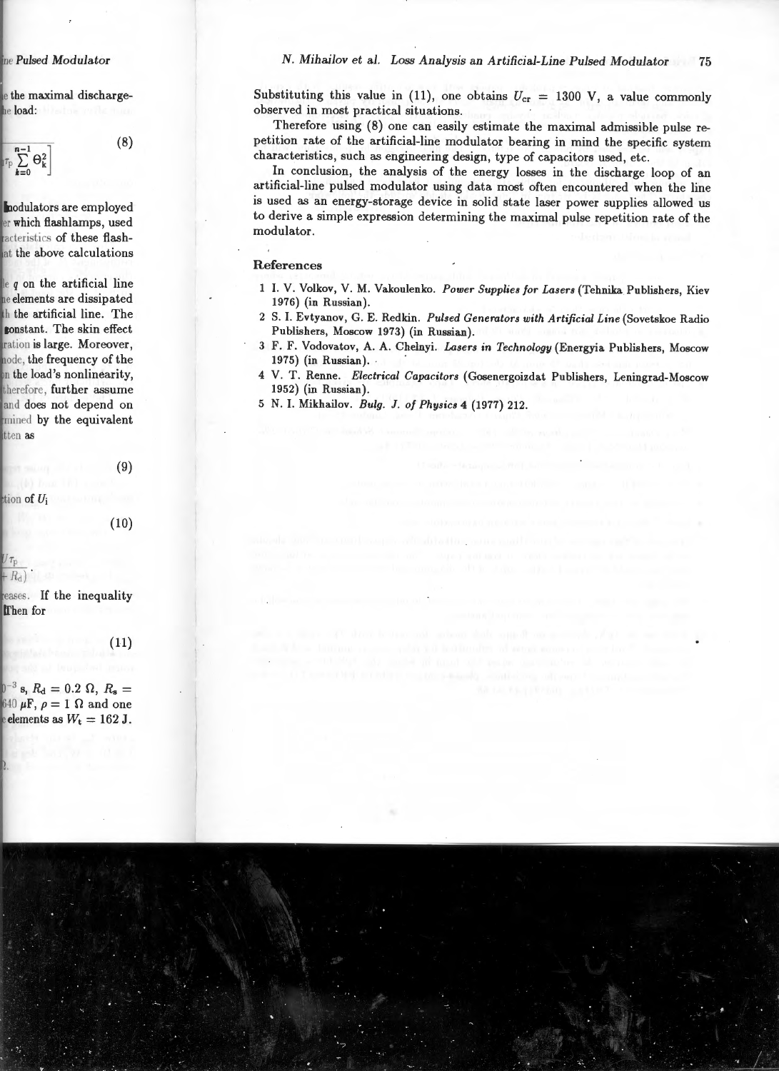Substituting this value in (11), one obtains $U_{cr} = 1300$ V, a value commonly observed in most practical situations.

Therefore using (8) one can easily estimate the maximal admissible pulse repetition rate of the artificial-line modulator bearing in mind the specific system characteristics, such as engineering design, type of capacitors used, etc.

In conclusion, the analysis of the energy losses in the discharge loop of an artificial-line pulsed modulator using data most often encountered when the line is used as an energy-storage device in solid state laser power supplies allowed us to derive a simple expression determining the maximal pulse repetition rate of the modulator.

## References

1 I. V. Volkov, V. M. Vakoulenko. *Power Supplies for Lasers* (Tehnika Publishers, Kiev 1976) (in Russian).

2 S. I. Evtyanov, G. E. Redkin. *Pulsed Generators with Artificial Line* (Sovetskoe Radio Publishers, Moscow 1973) (in Russian).

3 F. F. Vodovatov, A. A. Chelnyi. *Lasers in Technology* (Energyia Publishers, Moscow 1975) (in Russian).

4 V. T. Renne. *Electrical Capacitors* (Gosenergoizdat Publishers, Leningrad-Moscow 1952) (in Russian).

5 N. I. Mikhailov. *Bulg. J. of Physics* 4 (1977) 212.